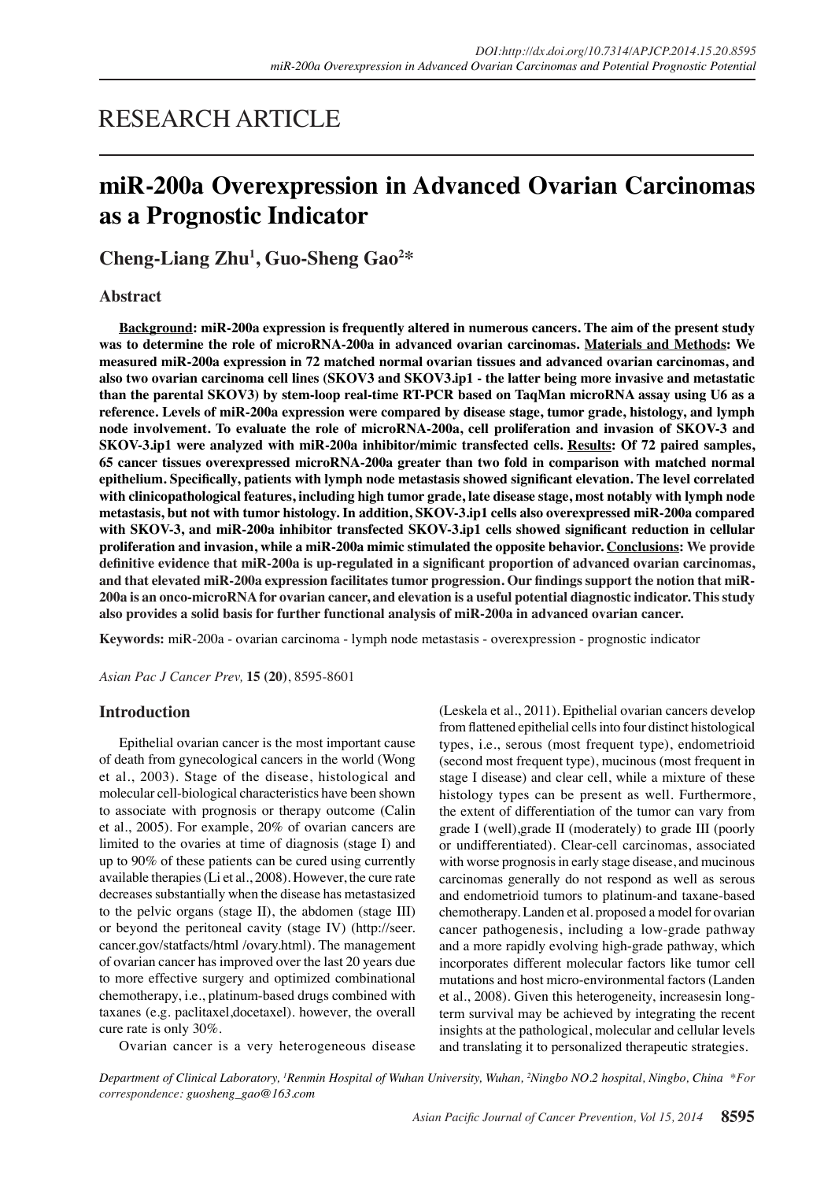# RESEARCH ARTICLE

# miR-200a Overexpression in Advanced Ovarian Carcinomas as a Prognostic Indicator

**Cheng-Liang Zhu[1], Guo-Sheng Gao[2]***

## Abstract

**<u>Background</u>: miR-200a expression is frequently altered in numerous cancers. The aim of the present study was to determine the role of microRNA-200a in advanced ovarian carcinomas. <u>Materials and Methods</u>: We measured miR-200a expression in 72 matched normal ovarian tissues and advanced ovarian carcinomas, and also two ovarian carcinoma cell lines (SKOV3 and SKOV3.ip1 - the latter being more invasive and metastatic than the parental SKOV3) by stem-loop real-time RT-PCR based on TaqMan microRNA assay using U6 as a reference. Levels of miR-200a expression were compared by disease stage, tumor grade, histology, and lymph node involvement. To evaluate the role of microRNA-200a, cell proliferation and invasion of SKOV-3 and SKOV-3.ip1 were analyzed with miR-200a inhibitor/mimic transfected cells. <u>Results</u>: Of 72 paired samples, 65 cancer tissues overexpressed microRNA-200a greater than two fold in comparison with matched normal epithelium. Specifically, patients with lymph node metastasis showed significant elevation. The level correlated with clinicopathological features, including high tumor grade, late disease stage, most notably with lymph node metastasis, but not with tumor histology. In addition, SKOV-3.ip1 cells also overexpressed miR-200a compared with SKOV-3, and miR-200a inhibitor transfected SKOV-3.ip1 cells showed significant reduction in cellular proliferation and invasion, while a miR-200a mimic stimulated the opposite behavior. <u>Conclusions</u>: We provide definitive evidence that miR-200a is up-regulated in a significant proportion of advanced ovarian carcinomas, and that elevated miR-200a expression facilitates tumor progression. Our findings support the notion that miR-200a is an onco-microRNA for ovarian cancer, and elevation is a useful potential diagnostic indicator. This study also provides a solid basis for further functional analysis of miR-200a in advanced ovarian cancer.**

**Keywords:** miR-200a - ovarian carcinoma - lymph node metastasis - overexpression - prognostic indicator

*Asian Pac J Cancer Prev,* **15 (20)**, 8595-8601

## Introduction

Epithelial ovarian cancer is the most important cause of death from gynecological cancers in the world (Wong et al., 2003). Stage of the disease, histological and molecular cell-biological characteristics have been shown to associate with prognosis or therapy outcome (Calin et al., 2005). For example, 20% of ovarian cancers are limited to the ovaries at time of diagnosis (stage I) and up to 90% of these patients can be cured using currently available therapies (Li et al., 2008). However, the cure rate decreases substantially when the disease has metastasized to the pelvic organs (stage II), the abdomen (stage III) or beyond the peritoneal cavity (stage IV) (http://seer.cancer.gov/statfacts/html /ovary.html). The management of ovarian cancer has improved over the last 20 years due to more effective surgery and optimized combinational chemotherapy, i.e., platinum-based drugs combined with taxanes (e.g. paclitaxel,docetaxel). however, the overall cure rate is only 30%.

Ovarian cancer is a very heterogeneous disease (Leskela et al., 2011). Epithelial ovarian cancers develop from flattened epithelial cells into four distinct histological types, i.e., serous (most frequent type), endometrioid (second most frequent type), mucinous (most frequent in stage I disease) and clear cell, while a mixture of these histology types can be present as well. Furthermore, the extent of differentiation of the tumor can vary from grade I (well),grade II (moderately) to grade III (poorly or undifferentiated). Clear-cell carcinomas, associated with worse prognosis in early stage disease, and mucinous carcinomas generally do not respond as well as serous and endometrioid tumors to platinum-and taxane-based chemotherapy. Landen et al. proposed a model for ovarian cancer pathogenesis, including a low-grade pathway and a more rapidly evolving high-grade pathway, which incorporates different molecular factors like tumor cell mutations and host micro-environmental factors (Landen et al., 2008). Given this heterogeneity, increasesin long-term survival may be achieved by integrating the recent insights at the pathological, molecular and cellular levels and translating it to personalized therapeutic strategies.

*Department of Clinical Laboratory, [1]Renmin Hospital of Wuhan University, Wuhan, [2]Ningbo NO.2 hospital, Ningbo, China \*For correspondence: guosheng_gao@163.com*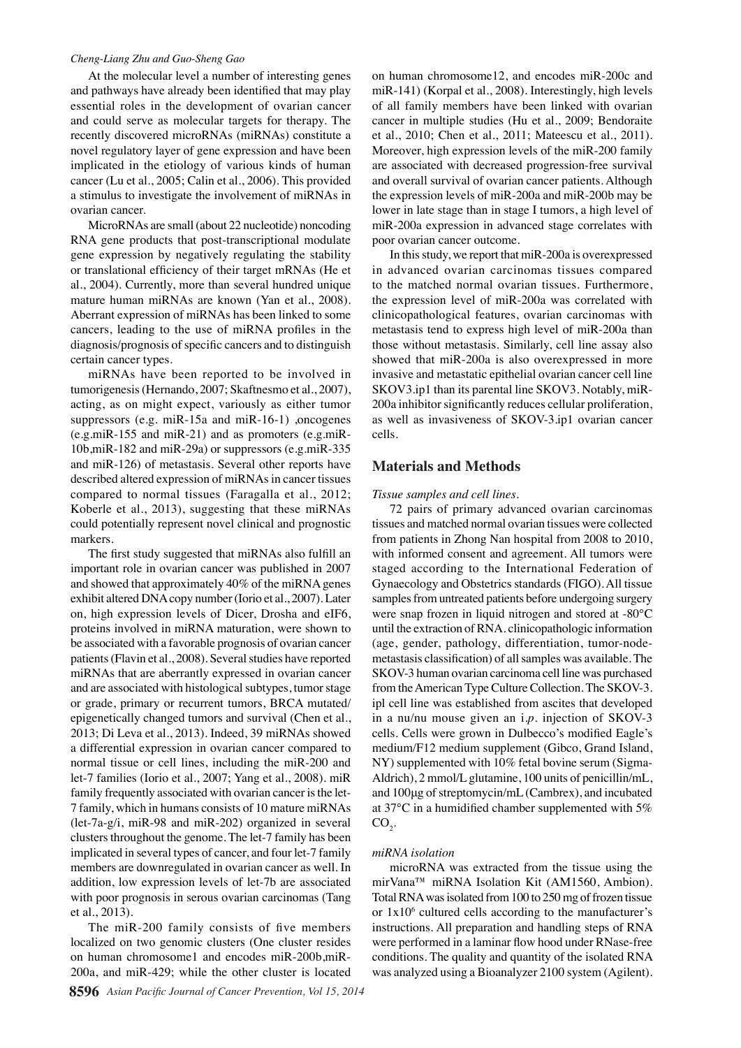At the molecular level a number of interesting genes and pathways have already been identified that may play essential roles in the development of ovarian cancer and could serve as molecular targets for therapy. The recently discovered microRNAs (miRNAs) constitute a novel regulatory layer of gene expression and have been implicated in the etiology of various kinds of human cancer (Lu et al., 2005; Calin et al., 2006). This provided a stimulus to investigate the involvement of miRNAs in ovarian cancer.

MicroRNAs are small (about 22 nucleotide) noncoding RNA gene products that post-transcriptional modulate gene expression by negatively regulating the stability or translational efficiency of their target mRNAs (He et al., 2004). Currently, more than several hundred unique mature human miRNAs are known (Yan et al., 2008). Aberrant expression of miRNAs has been linked to some cancers, leading to the use of miRNA profiles in the diagnosis/prognosis of specific cancers and to distinguish certain cancer types.

miRNAs have been reported to be involved in tumorigenesis (Hernando, 2007; Skaftnesmo et al., 2007), acting, as on might expect, variously as either tumor suppressors (e.g. miR-15a and miR-16-1) ,oncogenes (e.g.miR-155 and miR-21) and as promoters (e.g.miR-10b,miR-182 and miR-29a) or suppressors (e.g.miR-335 and miR-126) of metastasis. Several other reports have described altered expression of miRNAs in cancer tissues compared to normal tissues (Faragalla et al., 2012; Koberle et al., 2013), suggesting that these miRNAs could potentially represent novel clinical and prognostic markers.

The first study suggested that miRNAs also fulfill an important role in ovarian cancer was published in 2007 and showed that approximately 40% of the miRNA genes exhibit altered DNA copy number (Iorio et al., 2007). Later on, high expression levels of Dicer, Drosha and eIF6, proteins involved in miRNA maturation, were shown to be associated with a favorable prognosis of ovarian cancer patients (Flavin et al., 2008). Several studies have reported miRNAs that are aberrantly expressed in ovarian cancer and are associated with histological subtypes, tumor stage or grade, primary or recurrent tumors, BRCA mutated/ epigenetically changed tumors and survival (Chen et al., 2013; Di Leva et al., 2013). Indeed, 39 miRNAs showed a differential expression in ovarian cancer compared to normal tissue or cell lines, including the miR-200 and let-7 families (Iorio et al., 2007; Yang et al., 2008). miR family frequently associated with ovarian cancer is the let-7 family, which in humans consists of 10 mature miRNAs (let-7a-g/i, miR-98 and miR-202) organized in several clusters throughout the genome. The let-7 family has been implicated in several types of cancer, and four let-7 family members are downregulated in ovarian cancer as well. In addition, low expression levels of let-7b are associated with poor prognosis in serous ovarian carcinomas (Tang et al., 2013).

The miR-200 family consists of five members localized on two genomic clusters (One cluster resides on human chromosome1 and encodes miR-200b,miR-200a, and miR-429; while the other cluster is located on human chromosome12, and encodes miR-200c and miR-141) (Korpal et al., 2008). Interestingly, high levels of all family members have been linked with ovarian cancer in multiple studies (Hu et al., 2009; Bendoraite et al., 2010; Chen et al., 2011; Mateescu et al., 2011). Moreover, high expression levels of the miR-200 family are associated with decreased progression-free survival and overall survival of ovarian cancer patients. Although the expression levels of miR-200a and miR-200b may be lower in late stage than in stage I tumors, a high level of miR-200a expression in advanced stage correlates with poor ovarian cancer outcome.

In this study, we report that miR-200a is overexpressed in advanced ovarian carcinomas tissues compared to the matched normal ovarian tissues. Furthermore, the expression level of miR-200a was correlated with clinicopathological features, ovarian carcinomas with metastasis tend to express high level of miR-200a than those without metastasis. Similarly, cell line assay also showed that miR-200a is also overexpressed in more invasive and metastatic epithelial ovarian cancer cell line SKOV3.ip1 than its parental line SKOV3. Notably, miR-200a inhibitor significantly reduces cellular proliferation, as well as invasiveness of SKOV-3.ip1 ovarian cancer cells.

## Materials and Methods

*Tissue samples and cell lines.*

72 pairs of primary advanced ovarian carcinomas tissues and matched normal ovarian tissues were collected from patients in Zhong Nan hospital from 2008 to 2010, with informed consent and agreement. All tumors were staged according to the International Federation of Gynaecology and Obstetrics standards (FIGO). All tissue samples from untreated patients before undergoing surgery were snap frozen in liquid nitrogen and stored at -80°C until the extraction of RNA. clinicopathologic information (age, gender, pathology, differentiation, tumor-node-metastasis classification) of all samples was available. The SKOV-3 human ovarian carcinoma cell line was purchased from the American Type Culture Collection. The SKOV-3. ipl cell line was established from ascites that developed in a nu/nu mouse given an i.*p*. injection of SKOV-3 cells. Cells were grown in Dulbecco's modified Eagle's medium/F12 medium supplement (Gibco, Grand Island, NY) supplemented with 10% fetal bovine serum (Sigma-Aldrich), 2 mmol/L glutamine, 100 units of penicillin/mL, and 100μg of streptomycin/mL (Cambrex), and incubated at 37°C in a humidified chamber supplemented with 5% $CO_2$.

*miRNA isolation*

microRNA was extracted from the tissue using the mirVana™ miRNA Isolation Kit (AM1560, Ambion). Total RNA was isolated from 100 to 250 mg of frozen tissue or $1x10^6$ cultured cells according to the manufacturer's instructions. All preparation and handling steps of RNA were performed in a laminar flow hood under RNase-free conditions. The quality and quantity of the isolated RNA was analyzed using a Bioanalyzer 2100 system (Agilent).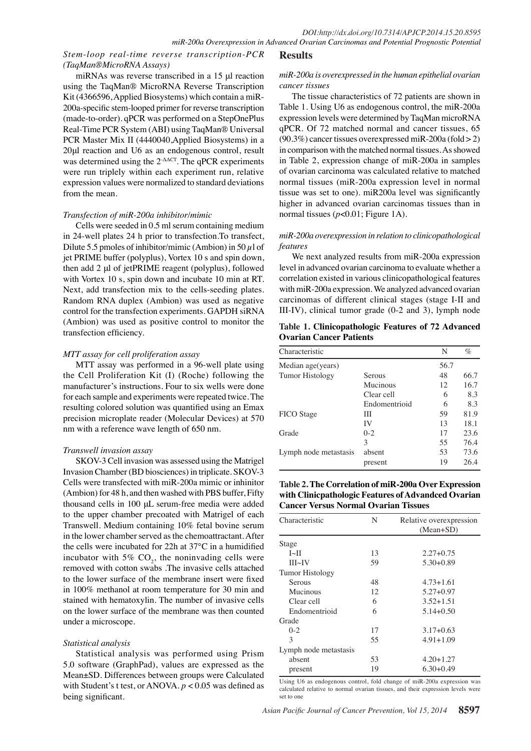*Stem-loop real-time reverse transcription-PCR (TaqMan®MicroRNA Assays)*

miRNAs was reverse transcribed in a 15 μl reaction using the TaqMan® MicroRNA Reverse Transcription Kit (4366596, Applied Biosystems) which contain a miR-200a-specific stem-looped primer for reverse transcription (made-to-order). qPCR was performed on a StepOnePlus Real-Time PCR System (ABI) using TaqMan® Universal PCR Master Mix II (4440040,Applied Biosystems) in a 20μl reaction and U6 as an endogenous control, result was determined using the $2^{-\Delta\Delta CT}$. The qPCR experiments were run triplely within each experiment run, relative expression values were normalized to standard deviations from the mean.

*Transfection of miR-200a inhibitor/mimic*

Cells were seeded in 0.5 ml serum containing medium in 24-well plates 24 h prior to transfection.To transfect, Dilute 5.5 pmoles of inhibitor/mimic (Ambion) in 50 μl of jet PRIME buffer (polyplus), Vortex 10 s and spin down, then add 2 μl of jetPRIME reagent (polyplus), followed with Vortex 10 s, spin down and incubate 10 min at RT. Next, add transfection mix to the cells-seeding plates. Random RNA duplex (Ambion) was used as negative control for the transfection experiments. GAPDH siRNA (Ambion) was used as positive control to monitor the transfection efficiency.

*MTT assay for cell proliferation assay*

MTT assay was performed in a 96-well plate using the Cell Proliferation Kit (I) (Roche) following the manufacturer's instructions. Four to six wells were done for each sample and experiments were repeated twice. The resulting colored solution was quantified using an Emax precision microplate reader (Molecular Devices) at 570 nm with a reference wave length of 650 nm.

*Transwell invasion assay*

SKOV-3 Cell invasion was assessed using the Matrigel Invasion Chamber (BD biosciences) in triplicate. SKOV-3 Cells were transfected with miR-200a mimic or inhinitor (Ambion) for 48 h, and then washed with PBS buffer, Fifty thousand cells in 100 μL serum-free media were added to the upper chamber precoated with Matrigel of each Transwell. Medium containing 10% fetal bovine serum in the lower chamber served as the chemoattractant. After the cells were incubated for 22h at 37°C in a humidified incubator with 5% $CO_2$, the noninvading cells were removed with cotton swabs .The invasive cells attached to the lower surface of the membrane insert were fixed in 100% methanol at room temperature for 30 min and stained with hematoxylin. The number of invasive cells on the lower surface of the membrane was then counted under a microscope.

*Statistical analysis*

Statistical analysis was performed using Prism 5.0 software (GraphPad), values are expressed as the Mean±SD. Differences between groups were Calculated with Student's t test, or ANOVA. $p < 0.05$ was defined as being significant.

## Results

*miR-200a is overexpressed in the human epithelial ovarian cancer tissues*

The tissue characteristics of 72 patients are shown in Table 1. Using U6 as endogenous control, the miR-200a expression levels were determined by TaqMan microRNA qPCR. Of 72 matched normal and cancer tissues, 65 (90.3%) cancer tissues overexpressed miR-200a (fold > 2) in comparison with the matched normal tissues. As showed in Table 2, expression change of miR-200a in samples of ovarian carcinoma was calculated relative to matched normal tissues (miR-200a expression level in normal tissue was set to one). miR200a level was significantly higher in advanced ovarian carcinomas tissues than in normal tissues ($p<0.01$; Figure 1A).

*miR-200a overexpression in relation to clinicopathological features*

We next analyzed results from miR-200a expression level in advanced ovarian carcinoma to evaluate whether a correlation existed in various clinicopathological features with miR-200a expression. We analyzed advanced ovarian carcinomas of different clinical stages (stage I-II and III-IV), clinical tumor grade (0-2 and 3), lymph node

**Table 1. Clinicopathologic Features of 72 Advanced Ovarian Cancer Patients**

| Characteristic | | N | % |
|---|---|---|---|
| Median age(years) | | 56.7 | |
| Tumor Histology | Serous | 48 | 66.7 |
| | Mucinous | 12 | 16.7 |
| | Clear cell | 6 | 8.3 |
| | Endomentrioid | 6 | 8.3 |
| FICO Stage | III | 59 | 81.9 |
| | IV | 13 | 18.1 |
| Grade | 0-2 | 17 | 23.6 |
| | 3 | 55 | 76.4 |
| Lymph node metastasis | absent | 53 | 73.6 |
| | present | 19 | 26.4 |

**Table 2. The Correlation of miR-200a Over Expression with Clinicpathologic Features of Advandced Ovarian Cancer Versus Normal Ovarian Tissues**

| Characteristic | N | Relative overexpression (Mean+SD) |
|---|---|---|
| Stage | | |
| I~II | 13 | 2.27+0.75 |
| III~IV | 59 | 5.30+0.89 |
| Tumor Histology | | |
| Serous | 48 | 4.73+1.61 |
| Mucinous | 12 | 5.27+0.97 |
| Clear cell | 6 | 3.52+1.51 |
| Endomentrioid | 6 | 5.14+0.50 |
| Grade | | |
| 0-2 | 17 | 3.17+0.63 |
| 3 | 55 | 4.91+1.09 |
| Lymph node metastasis | | |
| absent | 53 | 4.20+1.27 |
| present | 19 | 6.30+0.49 |

Using U6 as endogenous control, fold change of miR-200a expression was calculated relative to normal ovarian tissues, and their expression levels were set to one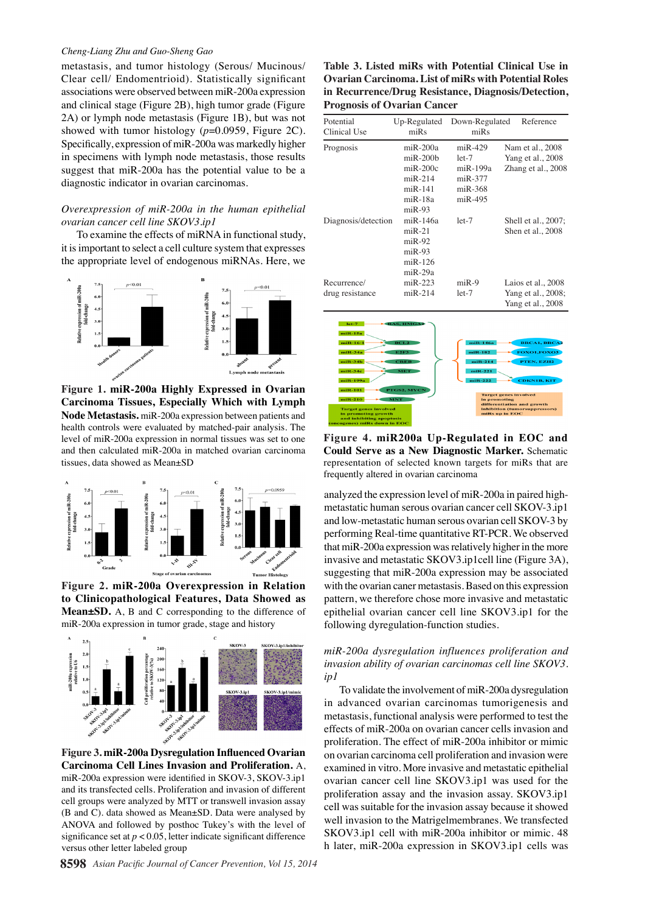metastasis, and tumor histology (Serous/ Mucinous/ Clear cell/ Endometrioid). Statistically significant associations were observed between miR-200a expression and clinical stage (Figure 2B), high tumor grade (Figure 2A) or lymph node metastasis (Figure 1B), but was not showed with tumor histology ($p$=0.0959, Figure 2C). Specifically, expression of miR-200a was markedly higher in specimens with lymph node metastasis, those results suggest that miR-200a has the potential value to be a diagnostic indicator in ovarian carcinomas.

*Overexpression of miR-200a in the human epithelial ovarian cancer cell line SKOV3.ip1*

To examine the effects of miRNA in functional study, it is important to select a cell culture system that expresses the appropriate level of endogenous miRNAs. Here, we

**Figure 1. miR-200a Highly Expressed in Ovarian Carcinoma Tissues, Especially Which with Lymph Node Metastasis.** miR-200a expression between patients and health controls were evaluated by matched-pair analysis. The level of miR-200a expression in normal tissues was set to one and then calculated miR-200a in matched ovarian carcinoma tissues, data showed as Mean±SD

**Figure 2. miR-200a Overexpression in Relation to Clinicopathological Features, Data Showed as Mean±SD.** A, B and C corresponding to the difference of miR-200a expression in tumor grade, stage and history

**Figure 3. miR-200a Dysregulation Influenced Ovarian Carcinoma Cell Lines Invasion and Proliferation.** A, miR-200a expression were identified in SKOV-3, SKOV-3.ip1 and its transfected cells. Proliferation and invasion of different cell groups were analyzed by MTT or transwell invasion assay (B and C). data showed as Mean±SD. Data were analysed by ANOVA and followed by posthoc Tukey's with the level of significance set at $p < 0.05$, letter indicate significant difference versus other letter labeled group

**Table 3. Listed miRs with Potential Clinical Use in Ovarian Carcinoma. List of miRs with Potential Roles in Recurrence/Drug Resistance, Diagnosis/Detection, Prognosis of Ovarian Cancer**

| Potential Clinical Use | Up-Regulated miRs | Down-Regulated miRs | Reference |
|---|---|---|---|
| Prognosis | miR-200a<br>miR-200b<br>miR-200c<br>miR-214<br>miR-141<br>miR-18a<br>miR-93 | miR-429<br>let-7<br>miR-199a<br>miR-377<br>miR-368<br>miR-495 | Nam et al., 2008<br>Yang et al., 2008<br>Zhang et al., 2008 |
| Diagnosis/detection | miR-146a<br>miR-21<br>miR-92<br>miR-93<br>miR-126<br>miR-29a | let-7 | Shell et al., 2007;<br>Shen et al., 2008 |
| Recurrence/ drug resistance | miR-223<br>miR-214 | miR-9<br>let-7 | Laios et al., 2008<br>Yang et al., 2008;<br>Yang et al., 2008 |

**Figure 4. miR200a Up-Regulated in EOC and Could Serve as a New Diagnostic Marker.** Schematic representation of selected known targets for miRs that are frequently altered in ovarian carcinoma

analyzed the expression level of miR-200a in paired high-metastatic human serous ovarian cancer cell SKOV-3.ip1 and low-metastatic human serous ovarian cell SKOV-3 by performing Real-time quantitative RT-PCR. We observed that miR-200a expression was relatively higher in the more invasive and metastatic SKOV3.ip1cell line (Figure 3A), suggesting that miR-200a expression may be associated with the ovarian caner metastasis. Based on this expression pattern, we therefore chose more invasive and metastatic epithelial ovarian cancer cell line SKOV3.ip1 for the following dyregulation-function studies.

*miR-200a dysregulation influences proliferation and invasion ability of ovarian carcinomas cell line SKOV3.ip1*

To validate the involvement of miR-200a dysregulation in advanced ovarian carcinomas tumorigenesis and metastasis, functional analysis were performed to test the effects of miR-200a on ovarian cancer cells invasion and proliferation. The effect of miR-200a inhibitor or mimic on ovarian carcinoma cell proliferation and invasion were examined in vitro. More invasive and metastatic epithelial ovarian cancer cell line SKOV3.ip1 was used for the proliferation assay and the invasion assay. SKOV3.ip1 cell was suitable for the invasion assay because it showed well invasion to the Matrigelmembranes. We transfected SKOV3.ip1 cell with miR-200a inhibitor or mimic. 48 h later, miR-200a expression in SKOV3.ip1 cells was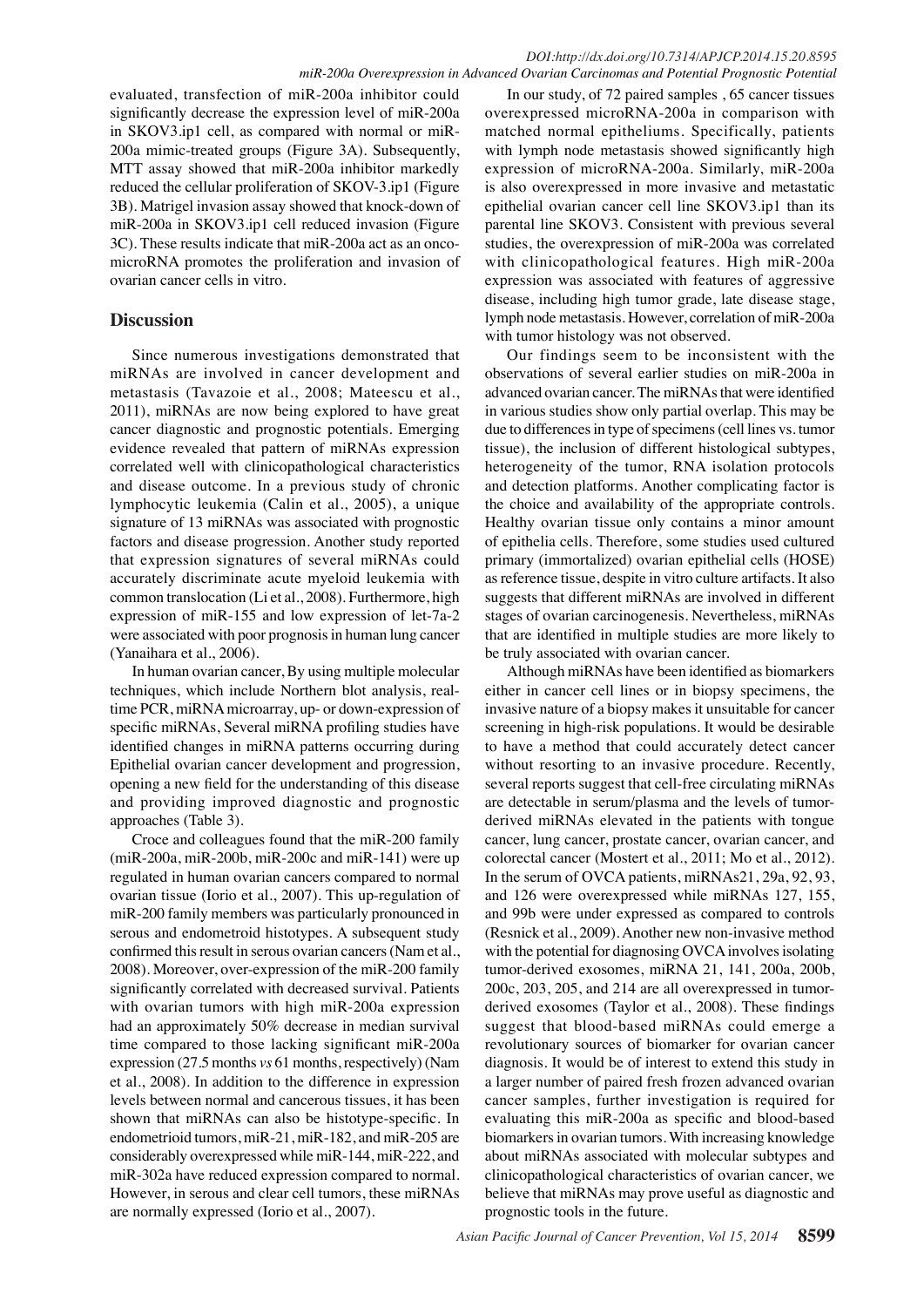evaluated, transfection of miR-200a inhibitor could significantly decrease the expression level of miR-200a in SKOV3.ip1 cell, as compared with normal or miR-200a mimic-treated groups (Figure 3A). Subsequently, MTT assay showed that miR-200a inhibitor markedly reduced the cellular proliferation of SKOV-3.ip1 (Figure 3B). Matrigel invasion assay showed that knock-down of miR-200a in SKOV3.ip1 cell reduced invasion (Figure 3C). These results indicate that miR-200a act as an onco-microRNA promotes the proliferation and invasion of ovarian cancer cells in vitro.

## Discussion

Since numerous investigations demonstrated that miRNAs are involved in cancer development and metastasis (Tavazoie et al., 2008; Mateescu et al., 2011), miRNAs are now being explored to have great cancer diagnostic and prognostic potentials. Emerging evidence revealed that pattern of miRNAs expression correlated well with clinicopathological characteristics and disease outcome. In a previous study of chronic lymphocytic leukemia (Calin et al., 2005), a unique signature of 13 miRNAs was associated with prognostic factors and disease progression. Another study reported that expression signatures of several miRNAs could accurately discriminate acute myeloid leukemia with common translocation (Li et al., 2008). Furthermore, high expression of miR-155 and low expression of let-7a-2 were associated with poor prognosis in human lung cancer (Yanaihara et al., 2006).

In human ovarian cancer, By using multiple molecular techniques, which include Northern blot analysis, real-time PCR, miRNA microarray, up- or down-expression of specific miRNAs, Several miRNA profiling studies have identified changes in miRNA patterns occurring during Epithelial ovarian cancer development and progression, opening a new field for the understanding of this disease and providing improved diagnostic and prognostic approaches (Table 3).

Croce and colleagues found that the miR-200 family (miR-200a, miR-200b, miR-200c and miR-141) were up regulated in human ovarian cancers compared to normal ovarian tissue (Iorio et al., 2007). This up-regulation of miR-200 family members was particularly pronounced in serous and endometroid histotypes. A subsequent study confirmed this result in serous ovarian cancers (Nam et al., 2008). Moreover, over-expression of the miR-200 family significantly correlated with decreased survival. Patients with ovarian tumors with high miR-200a expression had an approximately 50% decrease in median survival time compared to those lacking significant miR-200a expression (27.5 months *vs* 61 months, respectively) (Nam et al., 2008). In addition to the difference in expression levels between normal and cancerous tissues, it has been shown that miRNAs can also be histotype-specific. In endometrioid tumors, miR-21, miR-182, and miR-205 are considerably overexpressed while miR-144, miR-222, and miR-302a have reduced expression compared to normal. However, in serous and clear cell tumors, these miRNAs are normally expressed (Iorio et al., 2007).

In our study, of 72 paired samples , 65 cancer tissues overexpressed microRNA-200a in comparison with matched normal epitheliums. Specifically, patients with lymph node metastasis showed significantly high expression of microRNA-200a. Similarly, miR-200a is also overexpressed in more invasive and metastatic epithelial ovarian cancer cell line SKOV3.ip1 than its parental line SKOV3. Consistent with previous several studies, the overexpression of miR-200a was correlated with clinicopathological features. High miR-200a expression was associated with features of aggressive disease, including high tumor grade, late disease stage, lymph node metastasis. However, correlation of miR-200a with tumor histology was not observed.

Our findings seem to be inconsistent with the observations of several earlier studies on miR-200a in advanced ovarian cancer. The miRNAs that were identified in various studies show only partial overlap. This may be due to differences in type of specimens (cell lines vs. tumor tissue), the inclusion of different histological subtypes, heterogeneity of the tumor, RNA isolation protocols and detection platforms. Another complicating factor is the choice and availability of the appropriate controls. Healthy ovarian tissue only contains a minor amount of epithelia cells. Therefore, some studies used cultured primary (immortalized) ovarian epithelial cells (HOSE) as reference tissue, despite in vitro culture artifacts. It also suggests that different miRNAs are involved in different stages of ovarian carcinogenesis. Nevertheless, miRNAs that are identified in multiple studies are more likely to be truly associated with ovarian cancer.

Although miRNAs have been identified as biomarkers either in cancer cell lines or in biopsy specimens, the invasive nature of a biopsy makes it unsuitable for cancer screening in high-risk populations. It would be desirable to have a method that could accurately detect cancer without resorting to an invasive procedure. Recently, several reports suggest that cell-free circulating miRNAs are detectable in serum/plasma and the levels of tumor-derived miRNAs elevated in the patients with tongue cancer, lung cancer, prostate cancer, ovarian cancer, and colorectal cancer (Mostert et al., 2011; Mo et al., 2012). In the serum of OVCA patients, miRNAs21, 29a, 92, 93, and 126 were overexpressed while miRNAs 127, 155, and 99b were under expressed as compared to controls (Resnick et al., 2009). Another new non-invasive method with the potential for diagnosing OVCA involves isolating tumor-derived exosomes, miRNA 21, 141, 200a, 200b, 200c, 203, 205, and 214 are all overexpressed in tumor-derived exosomes (Taylor et al., 2008). These findings suggest that blood-based miRNAs could emerge a revolutionary sources of biomarker for ovarian cancer diagnosis. It would be of interest to extend this study in a larger number of paired fresh frozen advanced ovarian cancer samples, further investigation is required for evaluating this miR-200a as specific and blood-based biomarkers in ovarian tumors. With increasing knowledge about miRNAs associated with molecular subtypes and clinicopathological characteristics of ovarian cancer, we believe that miRNAs may prove useful as diagnostic and prognostic tools in the future.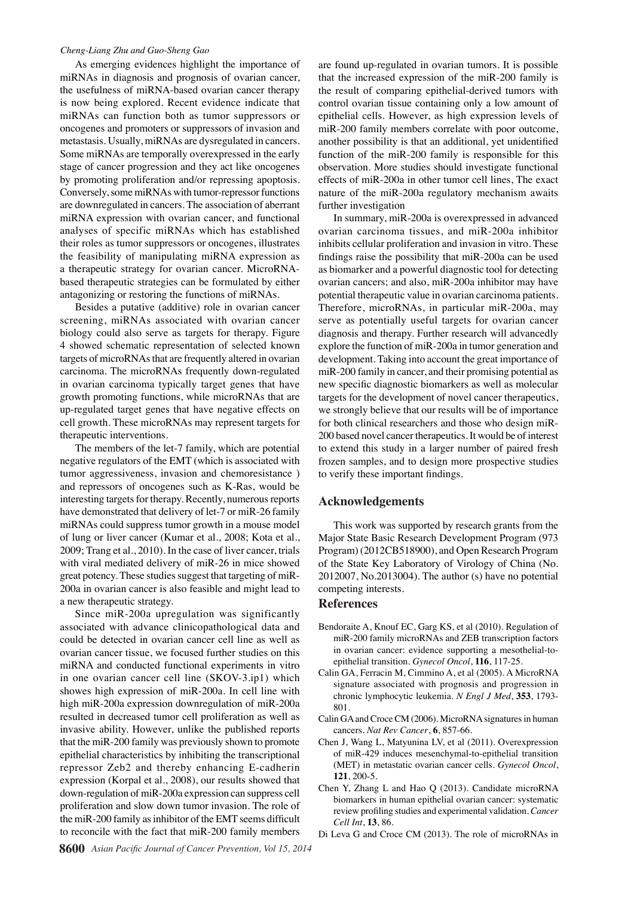As emerging evidences highlight the importance of miRNAs in diagnosis and prognosis of ovarian cancer, the usefulness of miRNA-based ovarian cancer therapy is now being explored. Recent evidence indicate that miRNAs can function both as tumor suppressors or oncogenes and promoters or suppressors of invasion and metastasis. Usually, miRNAs are dysregulated in cancers. Some miRNAs are temporally overexpressed in the early stage of cancer progression and they act like oncogenes by promoting proliferation and/or repressing apoptosis. Conversely, some miRNAs with tumor-repressor functions are downregulated in cancers. The association of aberrant miRNA expression with ovarian cancer, and functional analyses of specific miRNAs which has established their roles as tumor suppressors or oncogenes, illustrates the feasibility of manipulating miRNA expression as a therapeutic strategy for ovarian cancer. MicroRNA-based therapeutic strategies can be formulated by either antagonizing or restoring the functions of miRNAs.

Besides a putative (additive) role in ovarian cancer screening, miRNAs associated with ovarian cancer biology could also serve as targets for therapy. Figure 4 showed schematic representation of selected known targets of microRNAs that are frequently altered in ovarian carcinoma. The microRNAs frequently down-regulated in ovarian carcinoma typically target genes that have growth promoting functions, while microRNAs that are up-regulated target genes that have negative effects on cell growth. These microRNAs may represent targets for therapeutic interventions.

The members of the let-7 family, which are potential negative regulators of the EMT (which is associated with tumor aggressiveness, invasion and chemoresistance ) and repressors of oncogenes such as K-Ras, would be interesting targets for therapy. Recently, numerous reports have demonstrated that delivery of let-7 or miR-26 family miRNAs could suppress tumor growth in a mouse model of lung or liver cancer (Kumar et al., 2008; Kota et al., 2009; Trang et al., 2010). In the case of liver cancer, trials with viral mediated delivery of miR-26 in mice showed great potency. These studies suggest that targeting of miR-200a in ovarian cancer is also feasible and might lead to a new therapeutic strategy.

Since miR-200a upregulation was significantly associated with advance clinicopathological data and could be detected in ovarian cancer cell line as well as ovarian cancer tissue, we focused further studies on this miRNA and conducted functional experiments in vitro in one ovarian cancer cell line (SKOV-3.ip1) which showes high expression of miR-200a. In cell line with high miR-200a expression downregulation of miR-200a resulted in decreased tumor cell proliferation as well as invasive ability. However, unlike the published reports that the miR-200 family was previously shown to promote epithelial characteristics by inhibiting the transcriptional repressor Zeb2 and thereby enhancing E-cadherin expression (Korpal et al., 2008), our results showed that down-regulation of miR-200a expression can suppress cell proliferation and slow down tumor invasion. The role of the miR-200 family as inhibitor of the EMT seems difficult to reconcile with the fact that miR-200 family members are found up-regulated in ovarian tumors. It is possible that the increased expression of the miR-200 family is the result of comparing epithelial-derived tumors with control ovarian tissue containing only a low amount of epithelial cells. However, as high expression levels of miR-200 family members correlate with poor outcome, another possibility is that an additional, yet unidentified function of the miR-200 family is responsible for this observation. More studies should investigate functional effects of miR-200a in other tumor cell lines, The exact nature of the miR-200a regulatory mechanism awaits further investigation

In summary, miR-200a is overexpressed in advanced ovarian carcinoma tissues, and miR-200a inhibitor inhibits cellular proliferation and invasion in vitro. These findings raise the possibility that miR-200a can be used as biomarker and a powerful diagnostic tool for detecting ovarian cancers; and also, miR-200a inhibitor may have potential therapeutic value in ovarian carcinoma patients. Therefore, microRNAs, in particular miR-200a, may serve as potentially useful targets for ovarian cancer diagnosis and therapy. Further research will advancedly explore the function of miR-200a in tumor generation and development. Taking into account the great importance of miR-200 family in cancer, and their promising potential as new specific diagnostic biomarkers as well as molecular targets for the development of novel cancer therapeutics, we strongly believe that our results will be of importance for both clinical researchers and those who design miR-200 based novel cancer therapeutics. It would be of interest to extend this study in a larger number of paired fresh frozen samples, and to design more prospective studies to verify these important findings.

## Acknowledgements

This work was supported by research grants from the Major State Basic Research Development Program (973 Program) (2012CB518900), and Open Research Program of the State Key Laboratory of Virology of China (No. 2012007, No.2013004). The author (s) have no potential competing interests.

## References

Bendoraite A, Knouf EC, Garg KS, et al (2010). Regulation of miR-200 family microRNAs and ZEB transcription factors in ovarian cancer: evidence supporting a mesothelial-to-epithelial transition. *Gynecol Oncol*, **116**, 117-25.

Calin GA, Ferracin M, Cimmino A, et al (2005). A MicroRNA signature associated with prognosis and progression in chronic lymphocytic leukemia. *N Engl J Med*, **353**, 1793-801.

Calin GA and Croce CM (2006). MicroRNA signatures in human cancers. *Nat Rev Cancer*, **6**, 857-66.

Chen J, Wang L, Matyunina LV, et al (2011). Overexpression of miR-429 induces mesenchymal-to-epithelial transition (MET) in metastatic ovarian cancer cells. *Gynecol Oncol*, **121**, 200-5.

Chen Y, Zhang L and Hao Q (2013). Candidate microRNA biomarkers in human epithelial ovarian cancer: systematic review profiling studies and experimental validation. *Cancer Cell Int*, **13**, 86.

Di Leva G and Croce CM (2013). The role of microRNAs in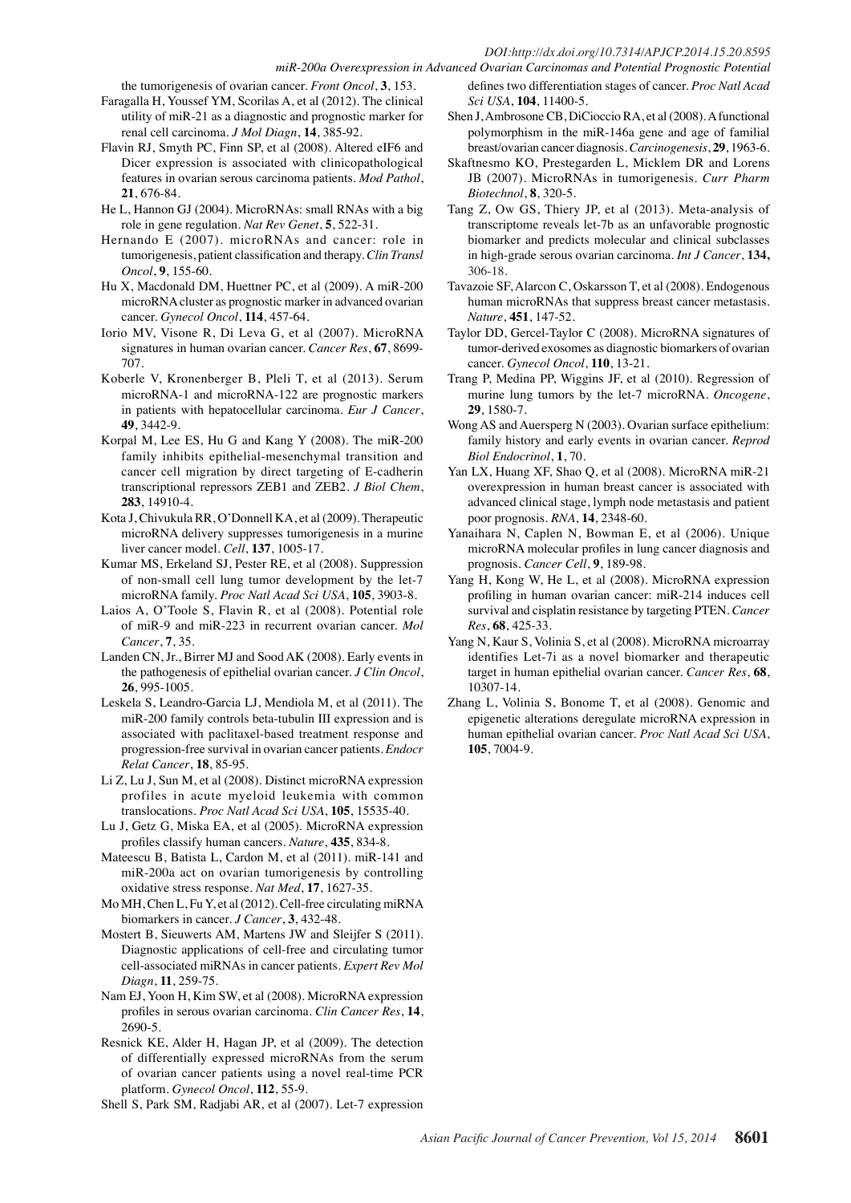the tumorigenesis of ovarian cancer. *Front Oncol*, **3**, 153.

Faragalla H, Youssef YM, Scorilas A, et al (2012). The clinical utility of miR-21 as a diagnostic and prognostic marker for renal cell carcinoma. *J Mol Diagn*, **14**, 385-92.

Flavin RJ, Smyth PC, Finn SP, et al (2008). Altered eIF6 and Dicer expression is associated with clinicopathological features in ovarian serous carcinoma patients. *Mod Pathol*, **21**, 676-84.

He L, Hannon GJ (2004). MicroRNAs: small RNAs with a big role in gene regulation. *Nat Rev Genet*, **5**, 522-31.

Hernando E (2007). microRNAs and cancer: role in tumorigenesis, patient classification and therapy. *Clin Transl Oncol*, **9**, 155-60.

Hu X, Macdonald DM, Huettner PC, et al (2009). A miR-200 microRNA cluster as prognostic marker in advanced ovarian cancer. *Gynecol Oncol*, **114**, 457-64.

Iorio MV, Visone R, Di Leva G, et al (2007). MicroRNA signatures in human ovarian cancer. *Cancer Res*, **67**, 8699-707.

Koberle V, Kronenberger B, Pleli T, et al (2013). Serum microRNA-1 and microRNA-122 are prognostic markers in patients with hepatocellular carcinoma. *Eur J Cancer*, **49**, 3442-9.

Korpal M, Lee ES, Hu G and Kang Y (2008). The miR-200 family inhibits epithelial-mesenchymal transition and cancer cell migration by direct targeting of E-cadherin transcriptional repressors ZEB1 and ZEB2. *J Biol Chem*, **283**, 14910-4.

Kota J, Chivukula RR, O'Donnell KA, et al (2009). Therapeutic microRNA delivery suppresses tumorigenesis in a murine liver cancer model. *Cell*, **137**, 1005-17.

Kumar MS, Erkeland SJ, Pester RE, et al (2008). Suppression of non-small cell lung tumor development by the let-7 microRNA family. *Proc Natl Acad Sci USA*, **105**, 3903-8.

Laios A, O'Toole S, Flavin R, et al (2008). Potential role of miR-9 and miR-223 in recurrent ovarian cancer. *Mol Cancer*, **7**, 35.

Landen CN, Jr., Birrer MJ and Sood AK (2008). Early events in the pathogenesis of epithelial ovarian cancer. *J Clin Oncol*, **26**, 995-1005.

Leskela S, Leandro-Garcia LJ, Mendiola M, et al (2011). The miR-200 family controls beta-tubulin III expression and is associated with paclitaxel-based treatment response and progression-free survival in ovarian cancer patients. *Endocr Relat Cancer*, **18**, 85-95.

Li Z, Lu J, Sun M, et al (2008). Distinct microRNA expression profiles in acute myeloid leukemia with common translocations. *Proc Natl Acad Sci USA*, **105**, 15535-40.

Lu J, Getz G, Miska EA, et al (2005). MicroRNA expression profiles classify human cancers. *Nature*, **435**, 834-8.

Mateescu B, Batista L, Cardon M, et al (2011). miR-141 and miR-200a act on ovarian tumorigenesis by controlling oxidative stress response. *Nat Med*, **17**, 1627-35.

Mo MH, Chen L, Fu Y, et al (2012). Cell-free circulating miRNA biomarkers in cancer. *J Cancer*, **3**, 432-48.

Mostert B, Sieuwerts AM, Martens JW and Sleijfer S (2011). Diagnostic applications of cell-free and circulating tumor cell-associated miRNAs in cancer patients. *Expert Rev Mol Diagn*, **11**, 259-75.

Nam EJ, Yoon H, Kim SW, et al (2008). MicroRNA expression profiles in serous ovarian carcinoma. *Clin Cancer Res*, **14**, 2690-5.

Resnick KE, Alder H, Hagan JP, et al (2009). The detection of differentially expressed microRNAs from the serum of ovarian cancer patients using a novel real-time PCR platform. *Gynecol Oncol*, **112**, 55-9.

Shell S, Park SM, Radjabi AR, et al (2007). Let-7 expression defines two differentiation stages of cancer. *Proc Natl Acad Sci USA*, **104**, 11400-5.

Shen J, Ambrosone CB, DiCioccio RA, et al (2008). A functional polymorphism in the miR-146a gene and age of familial breast/ovarian cancer diagnosis. *Carcinogenesis*, **29**, 1963-6.

Skaftnesmo KO, Prestegarden L, Micklem DR and Lorens JB (2007). MicroRNAs in tumorigenesis. *Curr Pharm Biotechnol*, **8**, 320-5.

Tang Z, Ow GS, Thiery JP, et al (2013). Meta-analysis of transcriptome reveals let-7b as an unfavorable prognostic biomarker and predicts molecular and clinical subclasses in high-grade serous ovarian carcinoma. *Int J Cancer*, **134,** 306-18.

Tavazoie SF, Alarcon C, Oskarsson T, et al (2008). Endogenous human microRNAs that suppress breast cancer metastasis. *Nature*, **451**, 147-52.

Taylor DD, Gercel-Taylor C (2008). MicroRNA signatures of tumor-derived exosomes as diagnostic biomarkers of ovarian cancer. *Gynecol Oncol*, **110**, 13-21.

Trang P, Medina PP, Wiggins JF, et al (2010). Regression of murine lung tumors by the let-7 microRNA. *Oncogene*, **29**, 1580-7.

Wong AS and Auersperg N (2003). Ovarian surface epithelium: family history and early events in ovarian cancer. *Reprod Biol Endocrinol*, **1**, 70.

Yan LX, Huang XF, Shao Q, et al (2008). MicroRNA miR-21 overexpression in human breast cancer is associated with advanced clinical stage, lymph node metastasis and patient poor prognosis. *RNA*, **14**, 2348-60.

Yanaihara N, Caplen N, Bowman E, et al (2006). Unique microRNA molecular profiles in lung cancer diagnosis and prognosis. *Cancer Cell*, **9**, 189-98.

Yang H, Kong W, He L, et al (2008). MicroRNA expression profiling in human ovarian cancer: miR-214 induces cell survival and cisplatin resistance by targeting PTEN. *Cancer Res*, **68**, 425-33.

Yang N, Kaur S, Volinia S, et al (2008). MicroRNA microarray identifies Let-7i as a novel biomarker and therapeutic target in human epithelial ovarian cancer. *Cancer Res*, **68**, 10307-14.

Zhang L, Volinia S, Bonome T, et al (2008). Genomic and epigenetic alterations deregulate microRNA expression in human epithelial ovarian cancer. *Proc Natl Acad Sci USA*, **105**, 7004-9.